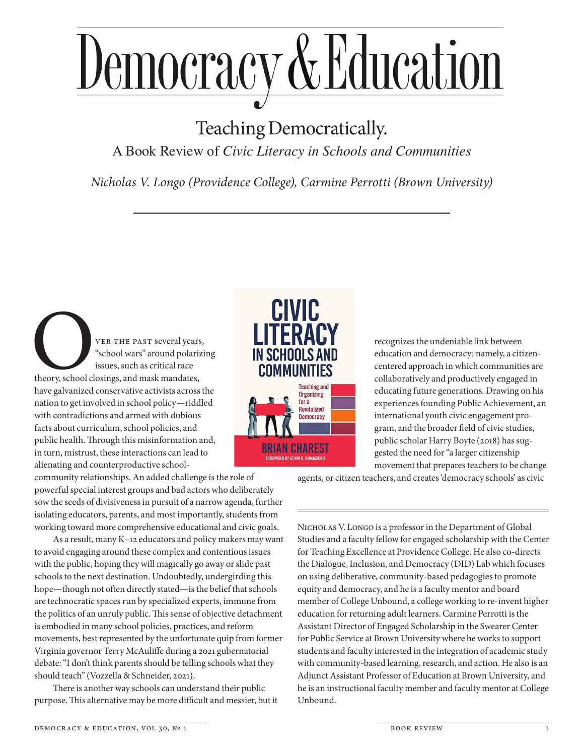# Democracy & Education

## Teaching Democratically.

### A Book Review of *Civic Literacy in Schools and Communities*

*Nicholas V. Longo (Providence College), Carmine Perrotti (Brown University)*

Over the past several years, "school wars" around polarizing issues, such as critical race theory, school closings, and mask mandates, have galvanized conservative activists across the nation to get involved in school policy—riddled with contradictions and armed with dubious facts about curriculum, school policies, and public health. Through this misinformation and, in turn, mistrust, these interactions can lead to alienating and counterproductive school-community relationships. An added challenge is the role of powerful special interest groups and bad actors who deliberately sow the seeds of divisiveness in pursuit of a narrow agenda, further isolating educators, parents, and most importantly, students from working toward more comprehensive educational and civic goals.

As a result, many K–12 educators and policy makers may want to avoid engaging around these complex and contentious issues with the public, hoping they will magically go away or slide past schools to the next destination. Undoubtedly, undergirding this hope—though not often directly stated—is the belief that schools are technocratic spaces run by specialized experts, immune from the politics of an unruly public. This sense of objective detachment is embodied in many school policies, practices, and reform movements, best represented by the unfortunate quip from former Virginia governor Terry McAuliffe during a 2021 gubernatorial debate: "I don't think parents should be telling schools what they should teach" (Vozzella & Schneider, 2021).

There is another way schools can understand their public purpose. This alternative may be more difficult and messier, but it recognizes the undeniable link between education and democracy: namely, a citizen-centered approach in which communities are collaboratively and productively engaged in educating future generations. Drawing on his experiences founding Public Achievement, an international youth civic engagement program, and the broader field of civic studies, public scholar Harry Boyte (2018) has suggested the need for "a larger citizenship movement that prepares teachers to be change agents, or citizen teachers, and creates 'democracy schools' as civic

---

Nicholas V. Longo is a professor in the Department of Global Studies and a faculty fellow for engaged scholarship with the Center for Teaching Excellence at Providence College. He also co-directs the Dialogue, Inclusion, and Democracy (DID) Lab which focuses on using deliberative, community-based pedagogies to promote equity and democracy, and he is a faculty mentor and board member of College Unbound, a college working to re-invent higher education for returning adult learners. Carmine Perrotti is the Assistant Director of Engaged Scholarship in the Swearer Center for Public Service at Brown University where he works to support students and faculty interested in the integration of academic study with community-based learning, research, and action. He also is an Adjunct Assistant Professor of Education at Brown University, and he is an instructional faculty member and faculty mentor at College Unbound.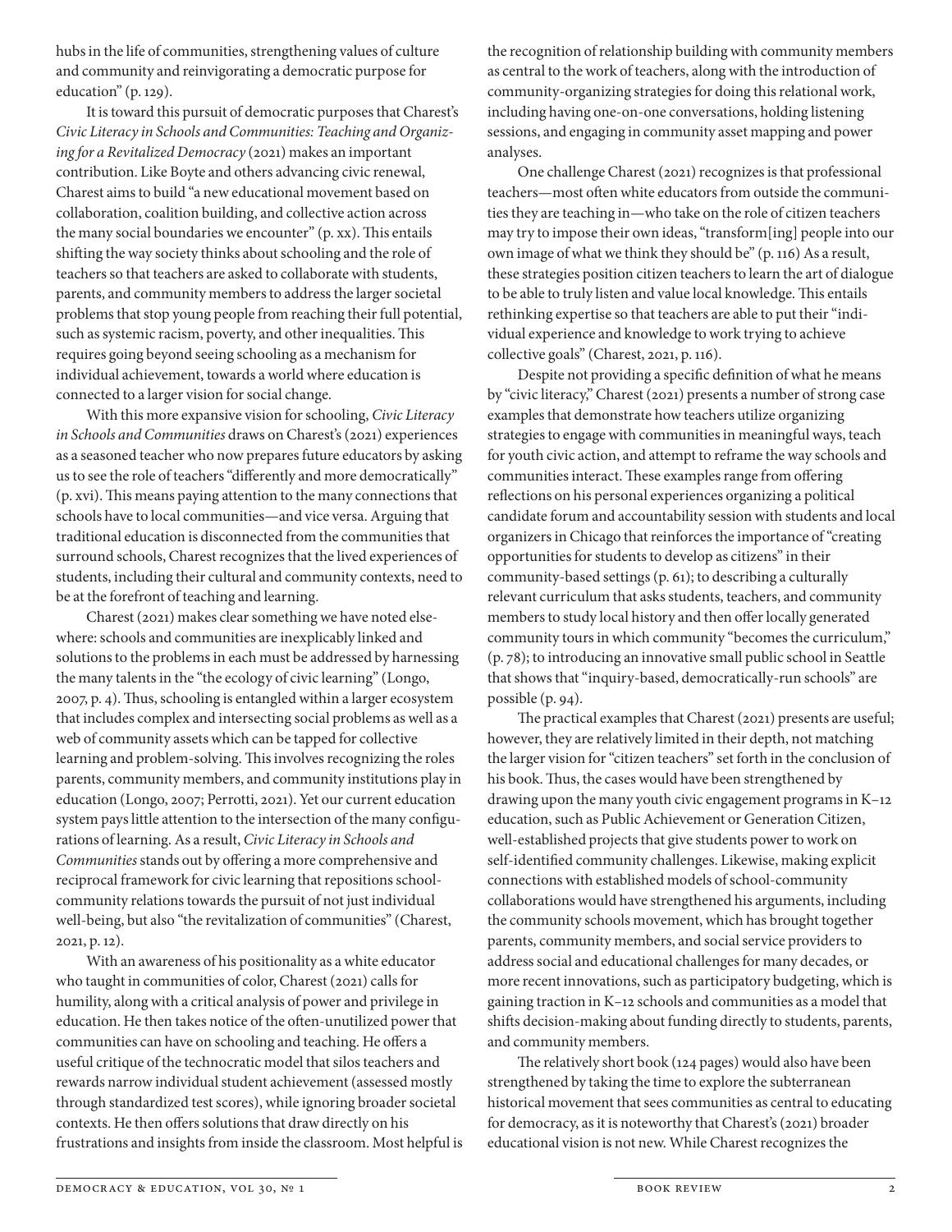hubs in the life of communities, strengthening values of culture and community and reinvigorating a democratic purpose for education" (p. 129).

It is toward this pursuit of democratic purposes that Charest's *Civic Literacy in Schools and Communities: Teaching and Organizing for a Revitalized Democracy* (2021) makes an important contribution. Like Boyte and others advancing civic renewal, Charest aims to build "a new educational movement based on collaboration, coalition building, and collective action across the many social boundaries we encounter" (p. xx). This entails shifting the way society thinks about schooling and the role of teachers so that teachers are asked to collaborate with students, parents, and community members to address the larger societal problems that stop young people from reaching their full potential, such as systemic racism, poverty, and other inequalities. This requires going beyond seeing schooling as a mechanism for individual achievement, towards a world where education is connected to a larger vision for social change.

With this more expansive vision for schooling, *Civic Literacy in Schools and Communities* draws on Charest's (2021) experiences as a seasoned teacher who now prepares future educators by asking us to see the role of teachers "differently and more democratically" (p. xvi). This means paying attention to the many connections that schools have to local communities—and vice versa. Arguing that traditional education is disconnected from the communities that surround schools, Charest recognizes that the lived experiences of students, including their cultural and community contexts, need to be at the forefront of teaching and learning.

Charest (2021) makes clear something we have noted elsewhere: schools and communities are inexplicably linked and solutions to the problems in each must be addressed by harnessing the many talents in the "the ecology of civic learning" (Longo, 2007, p. 4). Thus, schooling is entangled within a larger ecosystem that includes complex and intersecting social problems as well as a web of community assets which can be tapped for collective learning and problem-solving. This involves recognizing the roles parents, community members, and community institutions play in education (Longo, 2007; Perrotti, 2021). Yet our current education system pays little attention to the intersection of the many configurations of learning. As a result, *Civic Literacy in Schools and Communities* stands out by offering a more comprehensive and reciprocal framework for civic learning that repositions school-community relations towards the pursuit of not just individual well-being, but also "the revitalization of communities" (Charest, 2021, p. 12).

With an awareness of his positionality as a white educator who taught in communities of color, Charest (2021) calls for humility, along with a critical analysis of power and privilege in education. He then takes notice of the often-unutilized power that communities can have on schooling and teaching. He offers a useful critique of the technocratic model that silos teachers and rewards narrow individual student achievement (assessed mostly through standardized test scores), while ignoring broader societal contexts. He then offers solutions that draw directly on his frustrations and insights from inside the classroom. Most helpful is the recognition of relationship building with community members as central to the work of teachers, along with the introduction of community-organizing strategies for doing this relational work, including having one-on-one conversations, holding listening sessions, and engaging in community asset mapping and power analyses.

One challenge Charest (2021) recognizes is that professional teachers—most often white educators from outside the communities they are teaching in—who take on the role of citizen teachers may try to impose their own ideas, "transform[ing] people into our own image of what we think they should be" (p. 116) As a result, these strategies position citizen teachers to learn the art of dialogue to be able to truly listen and value local knowledge. This entails rethinking expertise so that teachers are able to put their "individual experience and knowledge to work trying to achieve collective goals" (Charest, 2021, p. 116).

Despite not providing a specific definition of what he means by "civic literacy," Charest (2021) presents a number of strong case examples that demonstrate how teachers utilize organizing strategies to engage with communities in meaningful ways, teach for youth civic action, and attempt to reframe the way schools and communities interact. These examples range from offering reflections on his personal experiences organizing a political candidate forum and accountability session with students and local organizers in Chicago that reinforces the importance of "creating opportunities for students to develop as citizens" in their community-based settings (p. 61); to describing a culturally relevant curriculum that asks students, teachers, and community members to study local history and then offer locally generated community tours in which community "becomes the curriculum," (p. 78); to introducing an innovative small public school in Seattle that shows that "inquiry-based, democratically-run schools" are possible (p. 94).

The practical examples that Charest (2021) presents are useful; however, they are relatively limited in their depth, not matching the larger vision for "citizen teachers" set forth in the conclusion of his book. Thus, the cases would have been strengthened by drawing upon the many youth civic engagement programs in K–12 education, such as Public Achievement or Generation Citizen, well-established projects that give students power to work on self-identified community challenges. Likewise, making explicit connections with established models of school-community collaborations would have strengthened his arguments, including the community schools movement, which has brought together parents, community members, and social service providers to address social and educational challenges for many decades, or more recent innovations, such as participatory budgeting, which is gaining traction in K–12 schools and communities as a model that shifts decision-making about funding directly to students, parents, and community members.

The relatively short book (124 pages) would also have been strengthened by taking the time to explore the subterranean historical movement that sees communities as central to educating for democracy, as it is noteworthy that Charest's (2021) broader educational vision is not new. While Charest recognizes the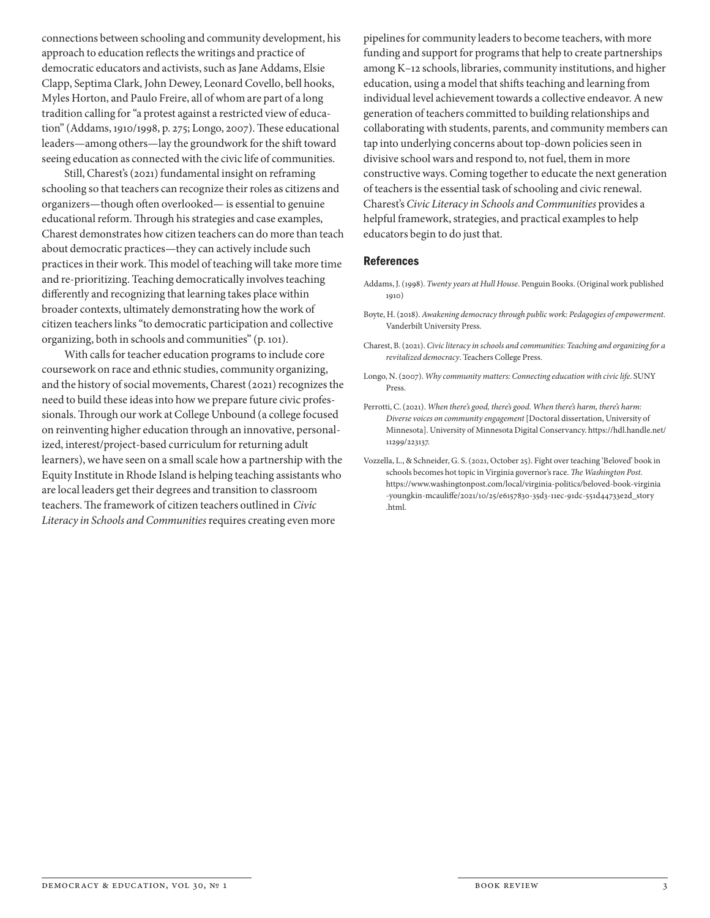connections between schooling and community development, his approach to education reflects the writings and practice of democratic educators and activists, such as Jane Addams, Elsie Clapp, Septima Clark, John Dewey, Leonard Covello, bell hooks, Myles Horton, and Paulo Freire, all of whom are part of a long tradition calling for "a protest against a restricted view of education" (Addams, 1910/1998, p. 275; Longo, 2007). These educational leaders—among others—lay the groundwork for the shift toward seeing education as connected with the civic life of communities.

Still, Charest's (2021) fundamental insight on reframing schooling so that teachers can recognize their roles as citizens and organizers—though often overlooked— is essential to genuine educational reform. Through his strategies and case examples, Charest demonstrates how citizen teachers can do more than teach about democratic practices—they can actively include such practices in their work. This model of teaching will take more time and re-prioritizing. Teaching democratically involves teaching differently and recognizing that learning takes place within broader contexts, ultimately demonstrating how the work of citizen teachers links "to democratic participation and collective organizing, both in schools and communities" (p. 101).

With calls for teacher education programs to include core coursework on race and ethnic studies, community organizing, and the history of social movements, Charest (2021) recognizes the need to build these ideas into how we prepare future civic professionals. Through our work at College Unbound (a college focused on reinventing higher education through an innovative, personalized, interest/project-based curriculum for returning adult learners), we have seen on a small scale how a partnership with the Equity Institute in Rhode Island is helping teaching assistants who are local leaders get their degrees and transition to classroom teachers. The framework of citizen teachers outlined in *Civic Literacy in Schools and Communities* requires creating even more pipelines for community leaders to become teachers, with more funding and support for programs that help to create partnerships among K–12 schools, libraries, community institutions, and higher education, using a model that shifts teaching and learning from individual level achievement towards a collective endeavor. A new generation of teachers committed to building relationships and collaborating with students, parents, and community members can tap into underlying concerns about top-down policies seen in divisive school wars and respond to, not fuel, them in more constructive ways. Coming together to educate the next generation of teachers is the essential task of schooling and civic renewal. Charest's *Civic Literacy in Schools and Communities* provides a helpful framework, strategies, and practical examples to help educators begin to do just that.

## References

Addams, J. (1998). *Twenty years at Hull House*. Penguin Books. (Original work published 1910)

Boyte, H. (2018). *Awakening democracy through public work: Pedagogies of empowerment*. Vanderbilt University Press.

Charest, B. (2021). *Civic literacy in schools and communities: Teaching and organizing for a revitalized democracy*. Teachers College Press.

Longo, N. (2007). *Why community matters: Connecting education with civic life*. SUNY Press.

Perrotti, C. (2021). *When there's good, there's good. When there's harm, there's harm: Diverse voices on community engagement* [Doctoral dissertation, University of Minnesota]. University of Minnesota Digital Conservancy. https://hdl.handle.net/11299/223137.

Vozzella, L., & Schneider, G. S. (2021, October 25). Fight over teaching 'Beloved' book in schools becomes hot topic in Virginia governor's race. *The Washington Post*. https://www.washingtonpost.com/local/virginia-politics/beloved-book-virginia-youngkin-mcauliffe/2021/10/25/e6157830-35d3-11ec-91dc-551d44733e2d_story.html.